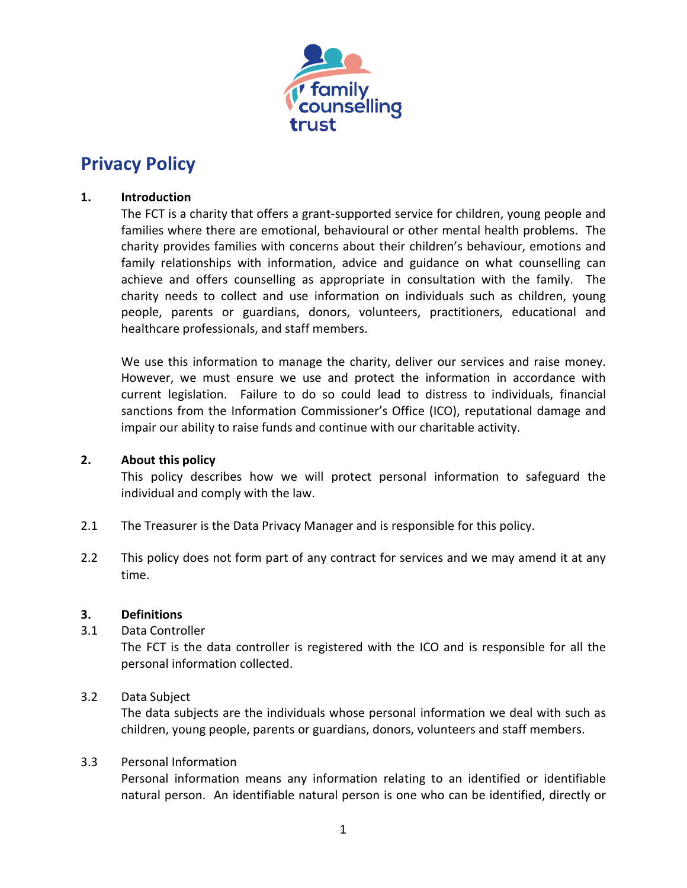# Privacy Policy

**1. Introduction**

The FCT is a charity that offers a grant-supported service for children, young people and families where there are emotional, behavioural or other mental health problems. The charity provides families with concerns about their children's behaviour, emotions and family relationships with information, advice and guidance on what counselling can achieve and offers counselling as appropriate in consultation with the family. The charity needs to collect and use information on individuals such as children, young people, parents or guardians, donors, volunteers, practitioners, educational and healthcare professionals, and staff members.

We use this information to manage the charity, deliver our services and raise money. However, we must ensure we use and protect the information in accordance with current legislation. Failure to do so could lead to distress to individuals, financial sanctions from the Information Commissioner's Office (ICO), reputational damage and impair our ability to raise funds and continue with our charitable activity.

**2. About this policy**

This policy describes how we will protect personal information to safeguard the individual and comply with the law.

2.1 The Treasurer is the Data Privacy Manager and is responsible for this policy.

2.2 This policy does not form part of any contract for services and we may amend it at any time.

**3. Definitions**

3.1 Data Controller

The FCT is the data controller is registered with the ICO and is responsible for all the personal information collected.

3.2 Data Subject

The data subjects are the individuals whose personal information we deal with such as children, young people, parents or guardians, donors, volunteers and staff members.

3.3 Personal Information

Personal information means any information relating to an identified or identifiable natural person. An identifiable natural person is one who can be identified, directly or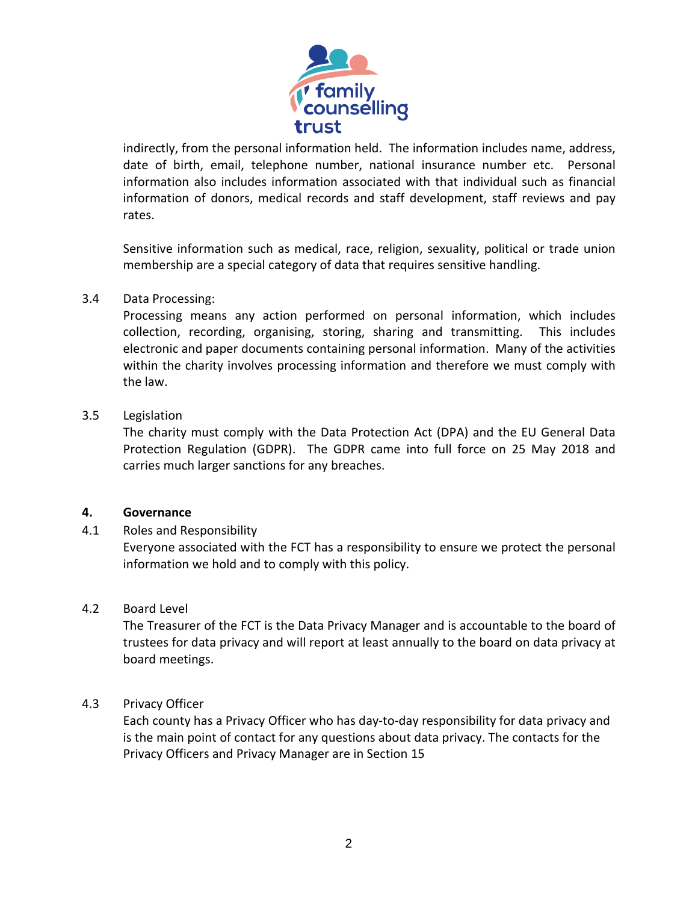indirectly, from the personal information held. The information includes name, address, date of birth, email, telephone number, national insurance number etc. Personal information also includes information associated with that individual such as financial information of donors, medical records and staff development, staff reviews and pay rates.

Sensitive information such as medical, race, religion, sexuality, political or trade union membership are a special category of data that requires sensitive handling.

3.4 Data Processing:

Processing means any action performed on personal information, which includes collection, recording, organising, storing, sharing and transmitting. This includes electronic and paper documents containing personal information. Many of the activities within the charity involves processing information and therefore we must comply with the law.

3.5 Legislation

The charity must comply with the Data Protection Act (DPA) and the EU General Data Protection Regulation (GDPR). The GDPR came into full force on 25 May 2018 and carries much larger sanctions for any breaches.

## 4. Governance

4.1 Roles and Responsibility

Everyone associated with the FCT has a responsibility to ensure we protect the personal information we hold and to comply with this policy.

4.2 Board Level

The Treasurer of the FCT is the Data Privacy Manager and is accountable to the board of trustees for data privacy and will report at least annually to the board on data privacy at board meetings.

4.3 Privacy Officer

Each county has a Privacy Officer who has day-to-day responsibility for data privacy and is the main point of contact for any questions about data privacy. The contacts for the Privacy Officers and Privacy Manager are in Section 15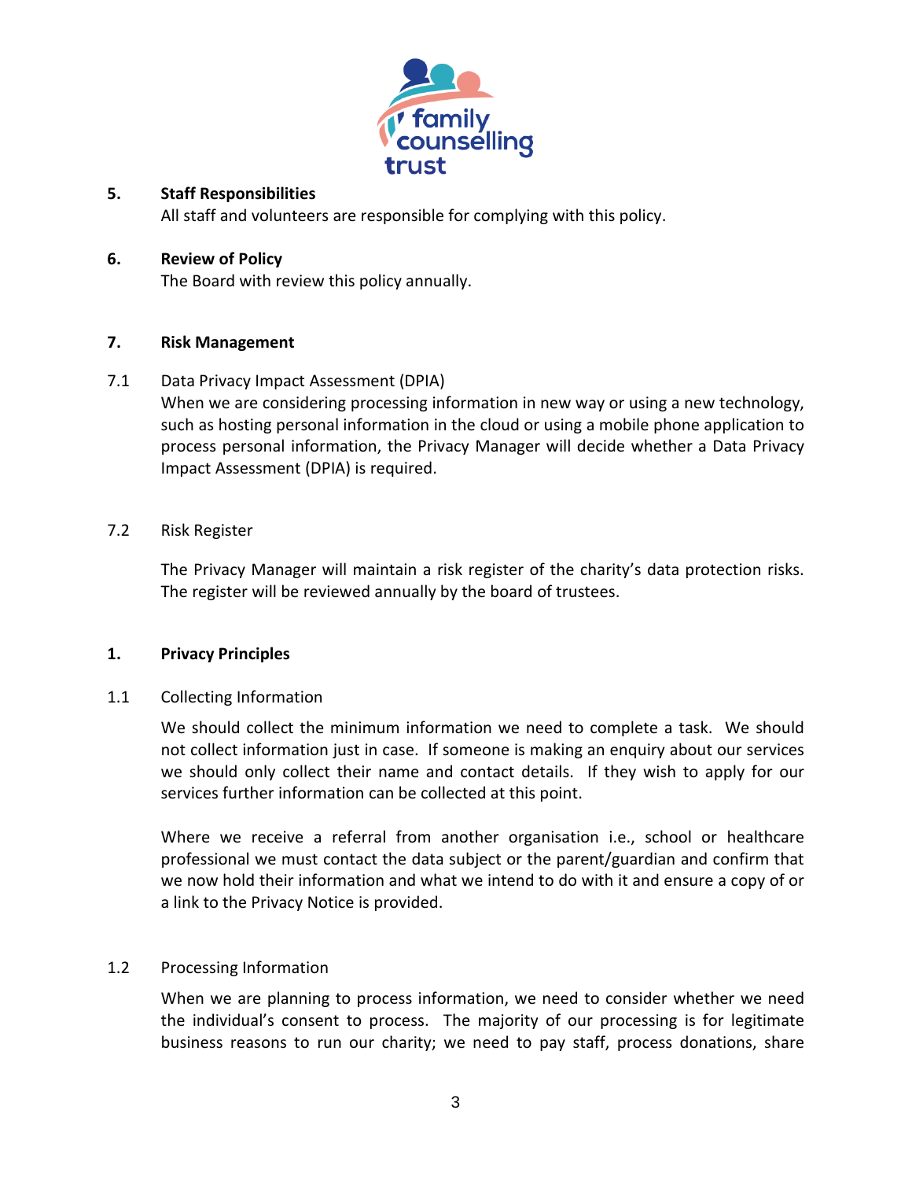## 5. Staff Responsibilities

All staff and volunteers are responsible for complying with this policy.

## 6. Review of Policy

The Board with review this policy annually.

## 7. Risk Management

7.1 Data Privacy Impact Assessment (DPIA)

When we are considering processing information in new way or using a new technology, such as hosting personal information in the cloud or using a mobile phone application to process personal information, the Privacy Manager will decide whether a Data Privacy Impact Assessment (DPIA) is required.

7.2 Risk Register

The Privacy Manager will maintain a risk register of the charity's data protection risks. The register will be reviewed annually by the board of trustees.

## 1. Privacy Principles

1.1 Collecting Information

We should collect the minimum information we need to complete a task. We should not collect information just in case. If someone is making an enquiry about our services we should only collect their name and contact details. If they wish to apply for our services further information can be collected at this point.

Where we receive a referral from another organisation i.e., school or healthcare professional we must contact the data subject or the parent/guardian and confirm that we now hold their information and what we intend to do with it and ensure a copy of or a link to the Privacy Notice is provided.

1.2 Processing Information

When we are planning to process information, we need to consider whether we need the individual's consent to process. The majority of our processing is for legitimate business reasons to run our charity; we need to pay staff, process donations, share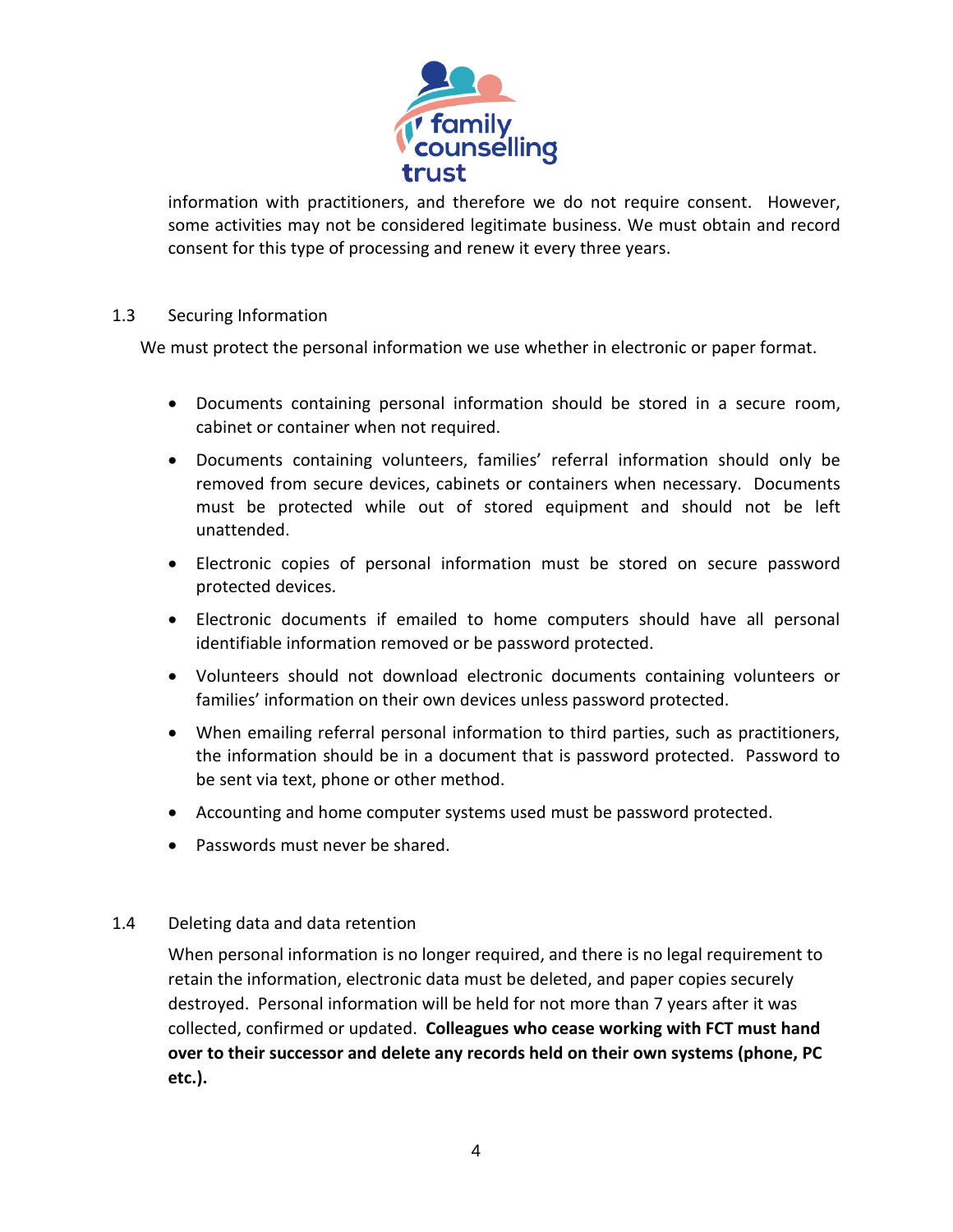information with practitioners, and therefore we do not require consent. However, some activities may not be considered legitimate business. We must obtain and record consent for this type of processing and renew it every three years.

## 1.3 Securing Information

We must protect the personal information we use whether in electronic or paper format.

- Documents containing personal information should be stored in a secure room, cabinet or container when not required.
- Documents containing volunteers, families' referral information should only be removed from secure devices, cabinets or containers when necessary. Documents must be protected while out of stored equipment and should not be left unattended.
- Electronic copies of personal information must be stored on secure password protected devices.
- Electronic documents if emailed to home computers should have all personal identifiable information removed or be password protected.
- Volunteers should not download electronic documents containing volunteers or families' information on their own devices unless password protected.
- When emailing referral personal information to third parties, such as practitioners, the information should be in a document that is password protected. Password to be sent via text, phone or other method.
- Accounting and home computer systems used must be password protected.
- Passwords must never be shared.

## 1.4 Deleting data and data retention

When personal information is no longer required, and there is no legal requirement to retain the information, electronic data must be deleted, and paper copies securely destroyed. Personal information will be held for not more than 7 years after it was collected, confirmed or updated. **Colleagues who cease working with FCT must hand over to their successor and delete any records held on their own systems (phone, PC etc.).**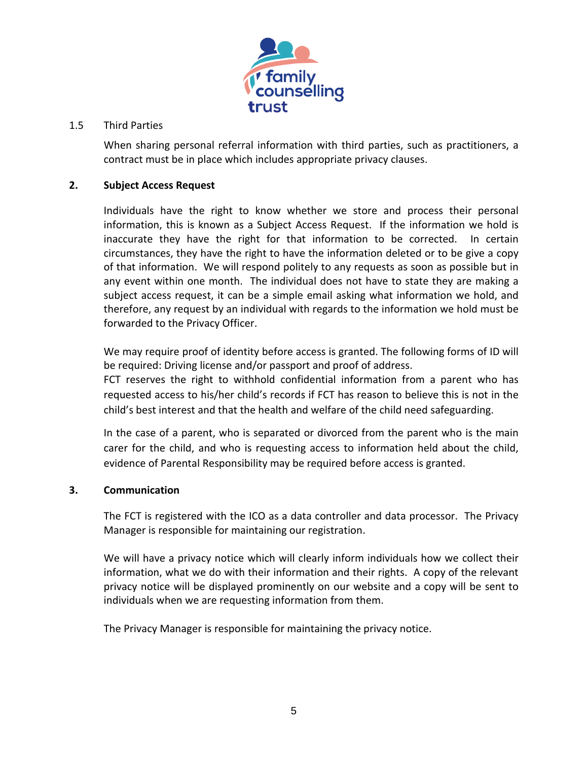### 1.5 Third Parties

When sharing personal referral information with third parties, such as practitioners, a contract must be in place which includes appropriate privacy clauses.

## 2. Subject Access Request

Individuals have the right to know whether we store and process their personal information, this is known as a Subject Access Request. If the information we hold is inaccurate they have the right for that information to be corrected. In certain circumstances, they have the right to have the information deleted or to be give a copy of that information. We will respond politely to any requests as soon as possible but in any event within one month. The individual does not have to state they are making a subject access request, it can be a simple email asking what information we hold, and therefore, any request by an individual with regards to the information we hold must be forwarded to the Privacy Officer.

We may require proof of identity before access is granted. The following forms of ID will be required: Driving license and/or passport and proof of address.
FCT reserves the right to withhold confidential information from a parent who has requested access to his/her child's records if FCT has reason to believe this is not in the child's best interest and that the health and welfare of the child need safeguarding.

In the case of a parent, who is separated or divorced from the parent who is the main carer for the child, and who is requesting access to information held about the child, evidence of Parental Responsibility may be required before access is granted.

## 3. Communication

The FCT is registered with the ICO as a data controller and data processor. The Privacy Manager is responsible for maintaining our registration.

We will have a privacy notice which will clearly inform individuals how we collect their information, what we do with their information and their rights. A copy of the relevant privacy notice will be displayed prominently on our website and a copy will be sent to individuals when we are requesting information from them.

The Privacy Manager is responsible for maintaining the privacy notice.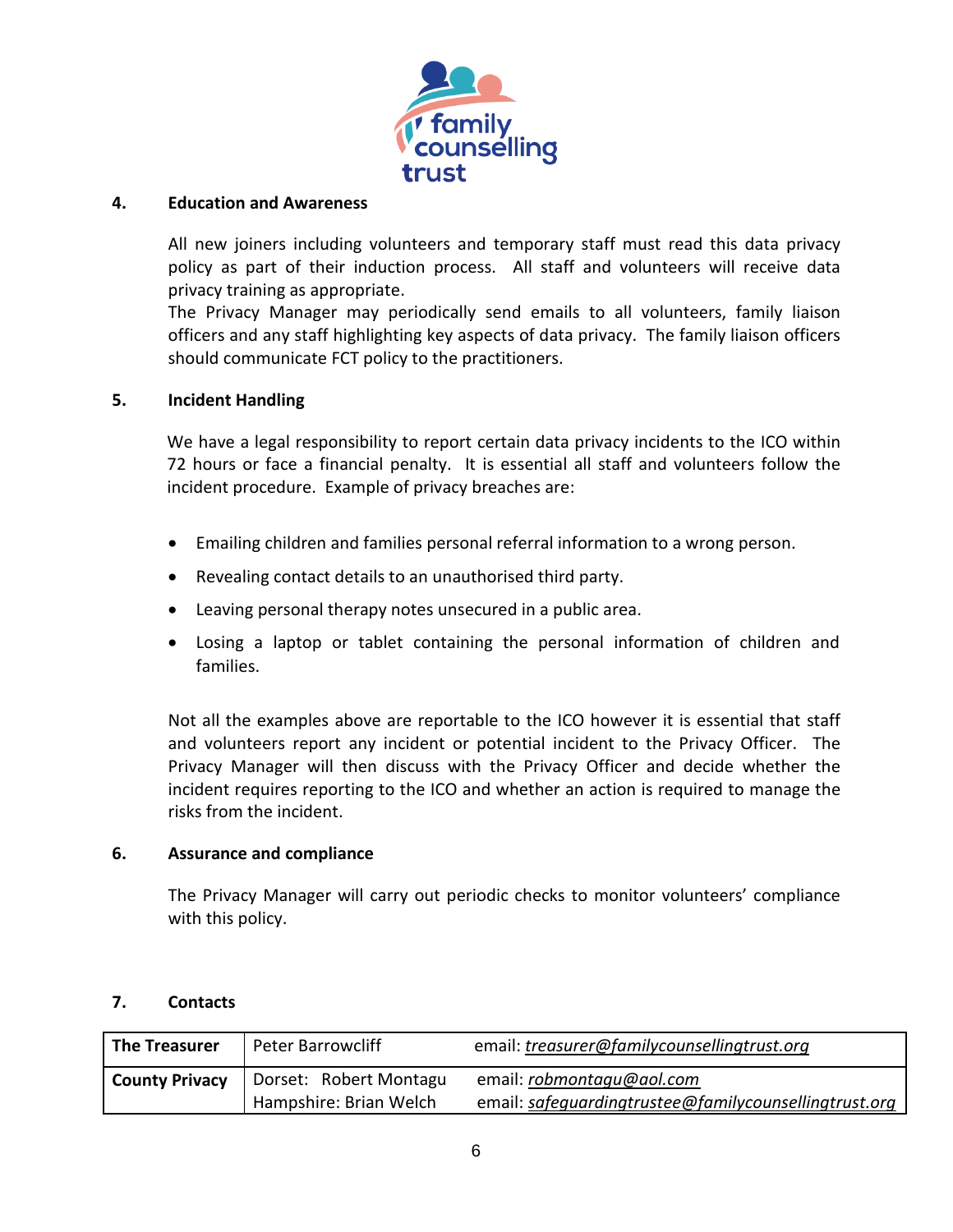## 4. Education and Awareness

All new joiners including volunteers and temporary staff must read this data privacy policy as part of their induction process. All staff and volunteers will receive data privacy training as appropriate.
The Privacy Manager may periodically send emails to all volunteers, family liaison officers and any staff highlighting key aspects of data privacy. The family liaison officers should communicate FCT policy to the practitioners.

## 5. Incident Handling

We have a legal responsibility to report certain data privacy incidents to the ICO within 72 hours or face a financial penalty. It is essential all staff and volunteers follow the incident procedure. Example of privacy breaches are:

- Emailing children and families personal referral information to a wrong person.
- Revealing contact details to an unauthorised third party.
- Leaving personal therapy notes unsecured in a public area.
- Losing a laptop or tablet containing the personal information of children and families.

Not all the examples above are reportable to the ICO however it is essential that staff and volunteers report any incident or potential incident to the Privacy Officer. The Privacy Manager will then discuss with the Privacy Officer and decide whether the incident requires reporting to the ICO and whether an action is required to manage the risks from the incident.

## 6. Assurance and compliance

The Privacy Manager will carry out periodic checks to monitor volunteers' compliance with this policy.

## 7. Contacts

| | | |
|---|---|---|
| **The Treasurer** | Peter Barrowcliff | email: *treasurer@familycounsellingtrust.org* |
| **County Privacy** | Dorset: Robert Montagu<br>Hampshire: Brian Welch | email: *robmontagu@aol.com*<br>email: *safeguardingtrustee@familycounsellingtrust.org* |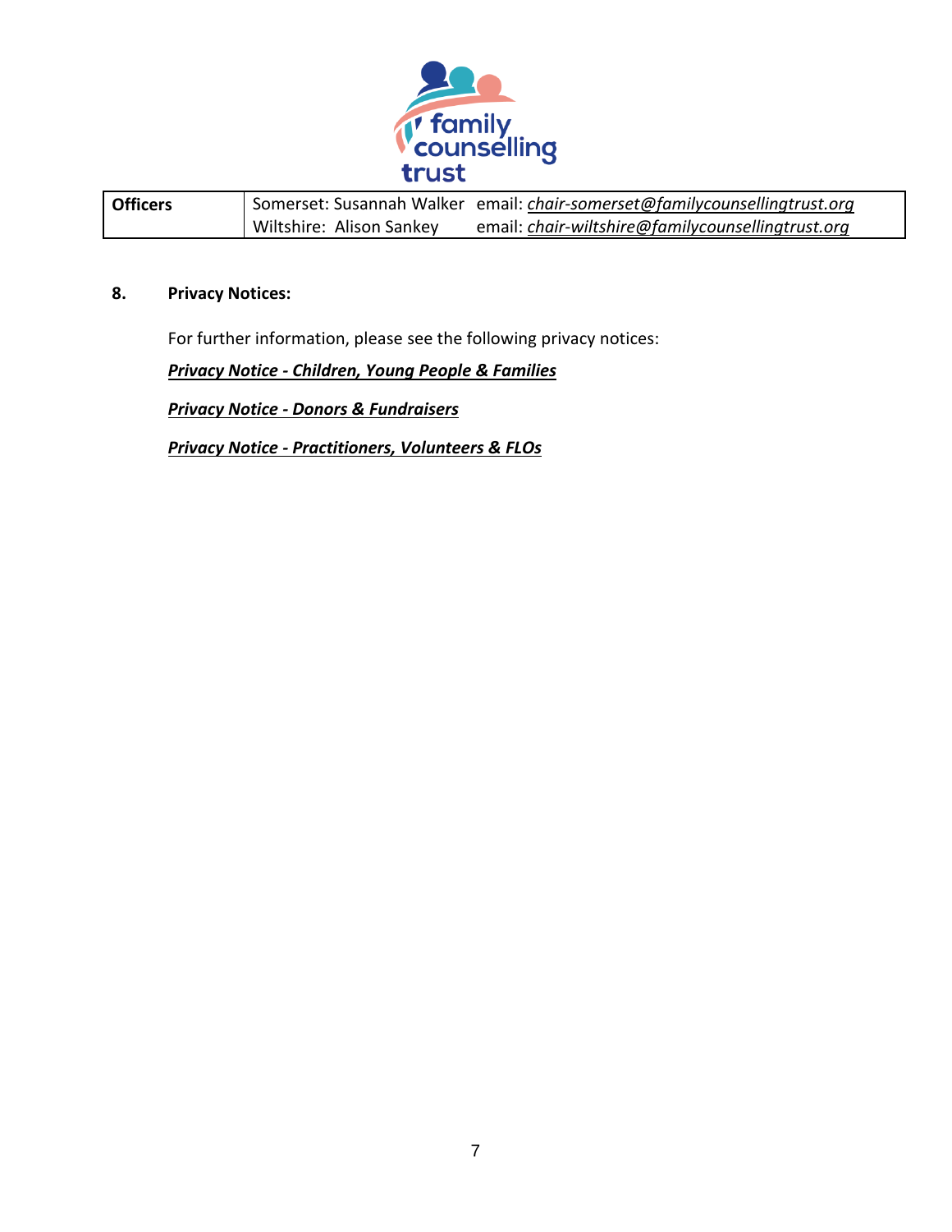| | | |
|---|---|---|
| **Officers** | Somerset: Susannah Walker<br>Wiltshire: Alison Sankey | email: *chair-somerset@familycounsellingtrust.org*<br>email: *chair-wiltshire@familycounsellingtrust.org* |

**8. Privacy Notices:**

For further information, please see the following privacy notices:

***Privacy Notice - Children, Young People & Families***

***Privacy Notice - Donors & Fundraisers***

***Privacy Notice - Practitioners, Volunteers & FLOs***